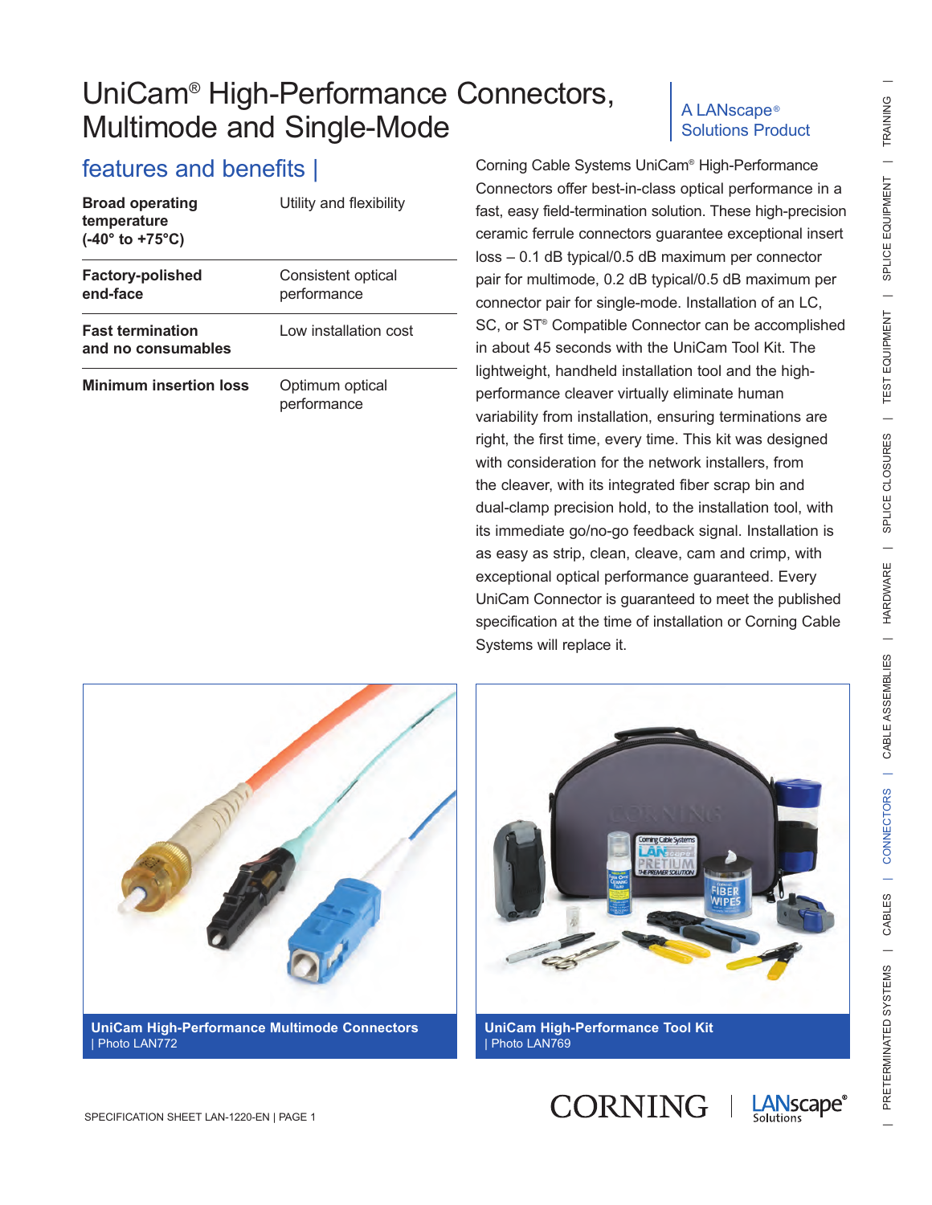# UniCam® High-Performance Connectors, Multimode and Single-Mode

A LANscape® Solutions Product

## features and benefits |

| | |
|---|---|
| **Broad operating temperature (-40° to +75°C)** | Utility and flexibility |
| **Factory-polished end-face** | Consistent optical performance |
| **Fast termination and no consumables** | Low installation cost |
| **Minimum insertion loss** | Optimum optical performance |

Corning Cable Systems UniCam® High-Performance Connectors offer best-in-class optical performance in a fast, easy field-termination solution. These high-precision ceramic ferrule connectors guarantee exceptional insert loss – 0.1 dB typical/0.5 dB maximum per connector pair for multimode, 0.2 dB typical/0.5 dB maximum per connector pair for single-mode. Installation of an LC, SC, or ST® Compatible Connector can be accomplished in about 45 seconds with the UniCam Tool Kit. The lightweight, handheld installation tool and the high-performance cleaver virtually eliminate human variability from installation, ensuring terminations are right, the first time, every time. This kit was designed with consideration for the network installers, from the cleaver, with its integrated fiber scrap bin and dual-clamp precision hold, to the installation tool, with its immediate go/no-go feedback signal. Installation is as easy as strip, clean, cleave, cam and crimp, with exceptional optical performance guaranteed. Every UniCam Connector is guaranteed to meet the published specification at the time of installation or Corning Cable Systems will replace it.

**UniCam High-Performance Multimode Connectors** | Photo LAN772

**UniCam High-Performance Tool Kit** | Photo LAN769

SPECIFICATION SHEET LAN-1220-EN | PAGE 1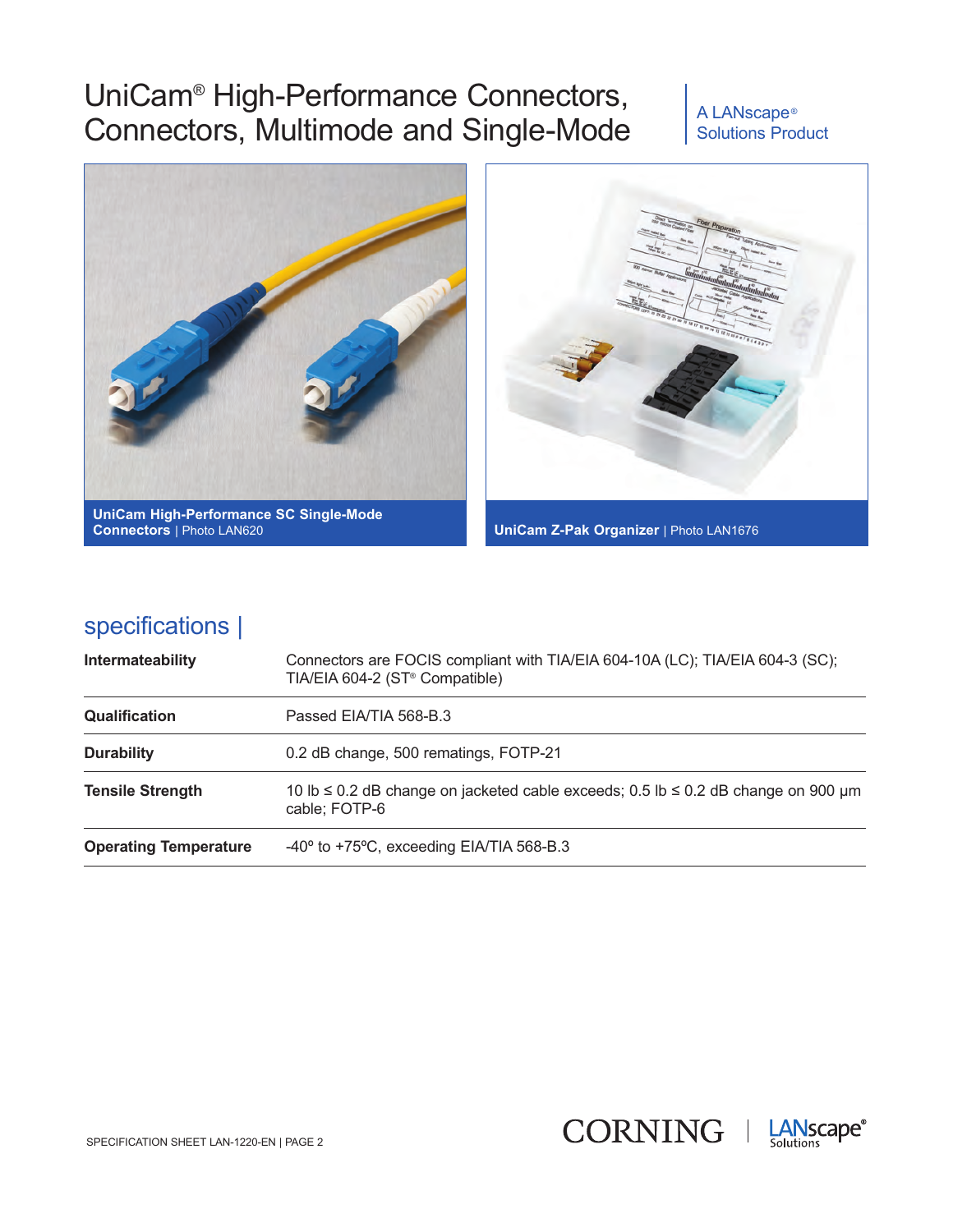# UniCam® High-Performance Connectors, Connectors, Multimode and Single-Mode

A LANscape® Solutions Product

**UniCam High-Performance SC Single-Mode Connectors** | Photo LAN620

**UniCam Z-Pak Organizer** | Photo LAN1676

## specifications |

| | |
|---|---|
| **Intermateability** | Connectors are FOCIS compliant with TIA/EIA 604-10A (LC); TIA/EIA 604-3 (SC); TIA/EIA 604-2 (ST® Compatible) |
| **Qualification** | Passed EIA/TIA 568-B.3 |
| **Durability** | 0.2 dB change, 500 rematings, FOTP-21 |
| **Tensile Strength** | 10 lb ≤ 0.2 dB change on jacketed cable exceeds; 0.5 lb ≤ 0.2 dB change on 900 µm cable; FOTP-6 |
| **Operating Temperature** | -40º to +75ºC, exceeding EIA/TIA 568-B.3 |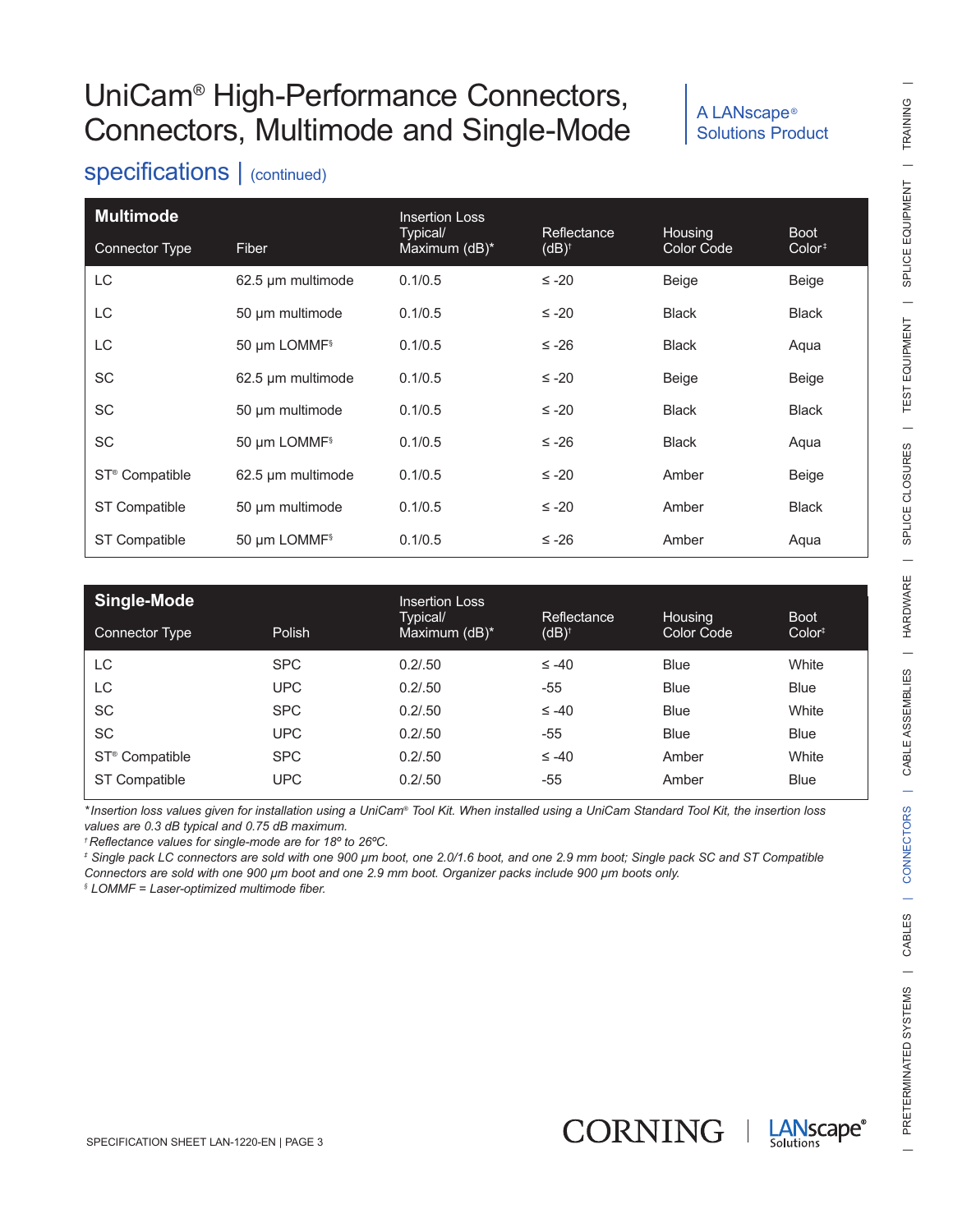# UniCam® High-Performance Connectors, Connectors, Multimode and Single-Mode

A LANscape® Solutions Product

## specifications | (continued)

| Multimode Connector Type | Fiber | Insertion Loss Typical/ Maximum (dB)* | Reflectance (dB)† | Housing Color Code | Boot Color‡ |
|---|---|---|---|---|---|
| LC | 62.5 µm multimode | 0.1/0.5 | ≤ -20 | Beige | Beige |
| LC | 50 µm multimode | 0.1/0.5 | ≤ -20 | Black | Black |
| LC | 50 µm LOMMF§ | 0.1/0.5 | ≤ -26 | Black | Aqua |
| SC | 62.5 µm multimode | 0.1/0.5 | ≤ -20 | Beige | Beige |
| SC | 50 µm multimode | 0.1/0.5 | ≤ -20 | Black | Black |
| SC | 50 µm LOMMF§ | 0.1/0.5 | ≤ -26 | Black | Aqua |
| ST® Compatible | 62.5 µm multimode | 0.1/0.5 | ≤ -20 | Amber | Beige |
| ST Compatible | 50 µm multimode | 0.1/0.5 | ≤ -20 | Amber | Black |
| ST Compatible | 50 µm LOMMF§ | 0.1/0.5 | ≤ -26 | Amber | Aqua |

| Single-Mode Connector Type | Polish | Insertion Loss Typical/ Maximum (dB)* | Reflectance (dB)† | Housing Color Code | Boot Color‡ |
|---|---|---|---|---|---|
| LC | SPC | 0.2/.50 | ≤ -40 | Blue | White |
| LC | UPC | 0.2/.50 | -55 | Blue | Blue |
| SC | SPC | 0.2/.50 | ≤ -40 | Blue | White |
| SC | UPC | 0.2/.50 | -55 | Blue | Blue |
| ST® Compatible | SPC | 0.2/.50 | ≤ -40 | Amber | White |
| ST Compatible | UPC | 0.2/.50 | -55 | Amber | Blue |

*\* Insertion loss values given for installation using a UniCam® Tool Kit. When installed using a UniCam Standard Tool Kit, the insertion loss values are 0.3 dB typical and 0.75 dB maximum.*

*† Reflectance values for single-mode are for 18º to 26ºC.*

*‡ Single pack LC connectors are sold with one 900 µm boot, one 2.0/1.6 boot, and one 2.9 mm boot; Single pack SC and ST Compatible Connectors are sold with one 900 µm boot and one 2.9 mm boot. Organizer packs include 900 µm boots only.*

*§ LOMMF = Laser-optimized multimode fiber.*

SPECIFICATION SHEET LAN-1220-EN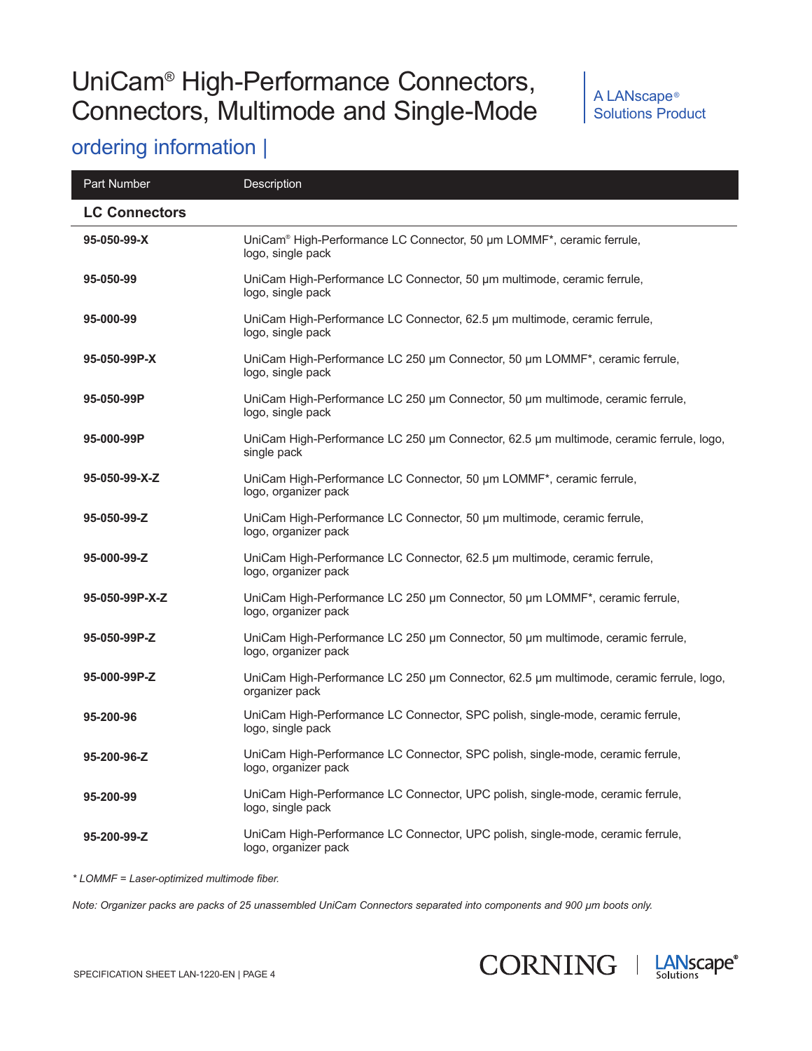# UniCam® High-Performance Connectors, Connectors, Multimode and Single-Mode

A LANscape® Solutions Product

## ordering information |

| Part Number | Description |
|---|---|
| **LC Connectors** | |
| **95-050-99-X** | UniCam® High-Performance LC Connector, 50 µm LOMMF*, ceramic ferrule, logo, single pack |
| **95-050-99** | UniCam High-Performance LC Connector, 50 µm multimode, ceramic ferrule, logo, single pack |
| **95-000-99** | UniCam High-Performance LC Connector, 62.5 µm multimode, ceramic ferrule, logo, single pack |
| **95-050-99P-X** | UniCam High-Performance LC 250 µm Connector, 50 µm LOMMF*, ceramic ferrule, logo, single pack |
| **95-050-99P** | UniCam High-Performance LC 250 µm Connector, 50 µm multimode, ceramic ferrule, logo, single pack |
| **95-000-99P** | UniCam High-Performance LC 250 µm Connector, 62.5 µm multimode, ceramic ferrule, logo, single pack |
| **95-050-99-X-Z** | UniCam High-Performance LC Connector, 50 µm LOMMF*, ceramic ferrule, logo, organizer pack |
| **95-050-99-Z** | UniCam High-Performance LC Connector, 50 µm multimode, ceramic ferrule, logo, organizer pack |
| **95-000-99-Z** | UniCam High-Performance LC Connector, 62.5 µm multimode, ceramic ferrule, logo, organizer pack |
| **95-050-99P-X-Z** | UniCam High-Performance LC 250 µm Connector, 50 µm LOMMF*, ceramic ferrule, logo, organizer pack |
| **95-050-99P-Z** | UniCam High-Performance LC 250 µm Connector, 50 µm multimode, ceramic ferrule, logo, organizer pack |
| **95-000-99P-Z** | UniCam High-Performance LC 250 µm Connector, 62.5 µm multimode, ceramic ferrule, logo, organizer pack |
| **95-200-96** | UniCam High-Performance LC Connector, SPC polish, single-mode, ceramic ferrule, logo, single pack |
| **95-200-96-Z** | UniCam High-Performance LC Connector, SPC polish, single-mode, ceramic ferrule, logo, organizer pack |
| **95-200-99** | UniCam High-Performance LC Connector, UPC polish, single-mode, ceramic ferrule, logo, single pack |
| **95-200-99-Z** | UniCam High-Performance LC Connector, UPC polish, single-mode, ceramic ferrule, logo, organizer pack |

*\* LOMMF = Laser-optimized multimode fiber.*

*Note: Organizer packs are packs of 25 unassembled UniCam Connectors separated into components and 900 µm boots only.*

SPECIFICATION SHEET LAN-1220-EN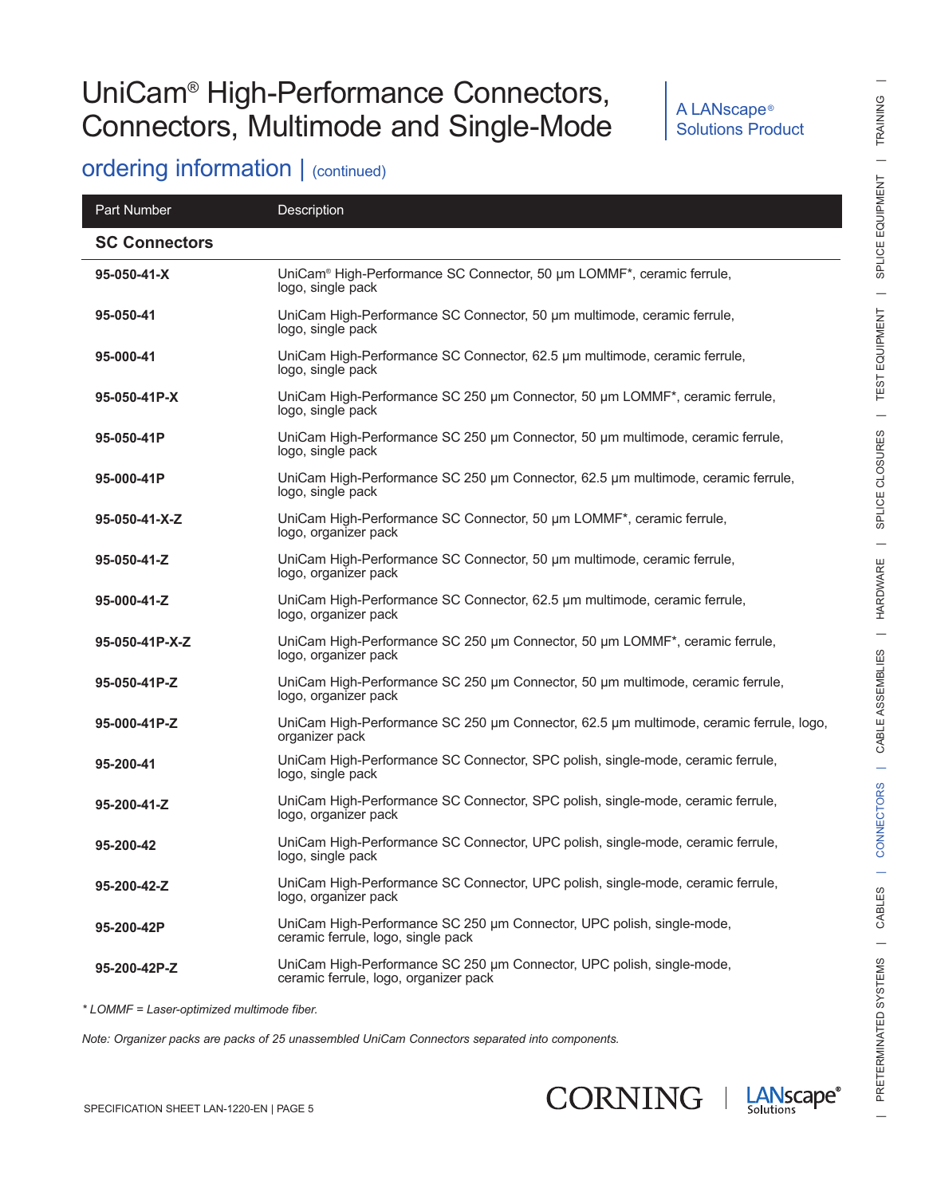# UniCam® High-Performance Connectors, Connectors, Multimode and Single-Mode

A LANscape® Solutions Product

## ordering information | (continued)

| Part Number | Description |
|---|---|
| **SC Connectors** | |
| **95-050-41-X** | UniCam® High-Performance SC Connector, 50 µm LOMMF*, ceramic ferrule, logo, single pack |
| **95-050-41** | UniCam High-Performance SC Connector, 50 µm multimode, ceramic ferrule, logo, single pack |
| **95-000-41** | UniCam High-Performance SC Connector, 62.5 µm multimode, ceramic ferrule, logo, single pack |
| **95-050-41P-X** | UniCam High-Performance SC 250 µm Connector, 50 µm LOMMF*, ceramic ferrule, logo, single pack |
| **95-050-41P** | UniCam High-Performance SC 250 µm Connector, 50 µm multimode, ceramic ferrule, logo, single pack |
| **95-000-41P** | UniCam High-Performance SC 250 µm Connector, 62.5 µm multimode, ceramic ferrule, logo, single pack |
| **95-050-41-X-Z** | UniCam High-Performance SC Connector, 50 µm LOMMF*, ceramic ferrule, logo, organizer pack |
| **95-050-41-Z** | UniCam High-Performance SC Connector, 50 µm multimode, ceramic ferrule, logo, organizer pack |
| **95-000-41-Z** | UniCam High-Performance SC Connector, 62.5 µm multimode, ceramic ferrule, logo, organizer pack |
| **95-050-41P-X-Z** | UniCam High-Performance SC 250 µm Connector, 50 µm LOMMF*, ceramic ferrule, logo, organizer pack |
| **95-050-41P-Z** | UniCam High-Performance SC 250 µm Connector, 50 µm multimode, ceramic ferrule, logo, organizer pack |
| **95-000-41P-Z** | UniCam High-Performance SC 250 µm Connector, 62.5 µm multimode, ceramic ferrule, logo, organizer pack |
| **95-200-41** | UniCam High-Performance SC Connector, SPC polish, single-mode, ceramic ferrule, logo, single pack |
| **95-200-41-Z** | UniCam High-Performance SC Connector, SPC polish, single-mode, ceramic ferrule, logo, organizer pack |
| **95-200-42** | UniCam High-Performance SC Connector, UPC polish, single-mode, ceramic ferrule, logo, single pack |
| **95-200-42-Z** | UniCam High-Performance SC Connector, UPC polish, single-mode, ceramic ferrule, logo, organizer pack |
| **95-200-42P** | UniCam High-Performance SC 250 µm Connector, UPC polish, single-mode, ceramic ferrule, logo, single pack |
| **95-200-42P-Z** | UniCam High-Performance SC 250 µm Connector, UPC polish, single-mode, ceramic ferrule, logo, organizer pack |

*\* LOMMF = Laser-optimized multimode fiber.*

*Note: Organizer packs are packs of 25 unassembled UniCam Connectors separated into components.*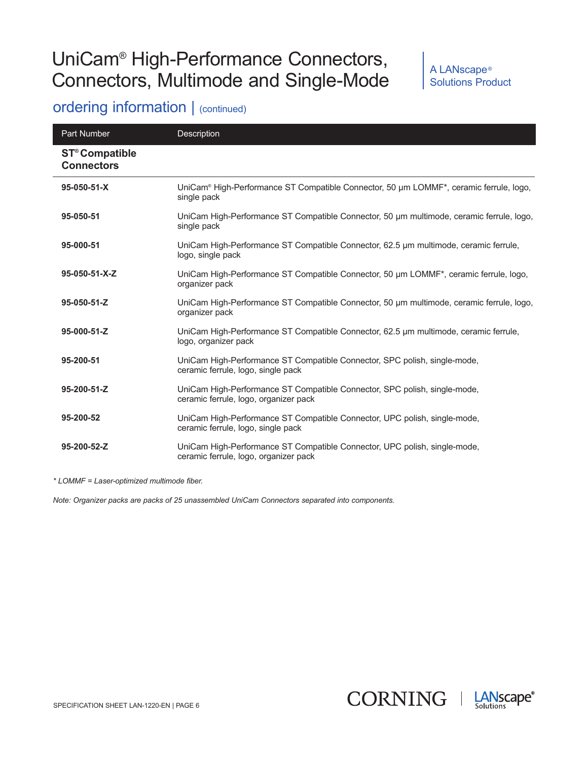# UniCam® High-Performance Connectors, Connectors, Multimode and Single-Mode

A LANscape® Solutions Product

## ordering information | (continued)

| Part Number | Description |
|---|---|
| **ST® Compatible Connectors** | |
| **95-050-51-X** | UniCam® High-Performance ST Compatible Connector, 50 µm LOMMF*, ceramic ferrule, logo, single pack |
| **95-050-51** | UniCam High-Performance ST Compatible Connector, 50 µm multimode, ceramic ferrule, logo, single pack |
| **95-000-51** | UniCam High-Performance ST Compatible Connector, 62.5 µm multimode, ceramic ferrule, logo, single pack |
| **95-050-51-X-Z** | UniCam High-Performance ST Compatible Connector, 50 µm LOMMF*, ceramic ferrule, logo, organizer pack |
| **95-050-51-Z** | UniCam High-Performance ST Compatible Connector, 50 µm multimode, ceramic ferrule, logo, organizer pack |
| **95-000-51-Z** | UniCam High-Performance ST Compatible Connector, 62.5 µm multimode, ceramic ferrule, logo, organizer pack |
| **95-200-51** | UniCam High-Performance ST Compatible Connector, SPC polish, single-mode, ceramic ferrule, logo, single pack |
| **95-200-51-Z** | UniCam High-Performance ST Compatible Connector, SPC polish, single-mode, ceramic ferrule, logo, organizer pack |
| **95-200-52** | UniCam High-Performance ST Compatible Connector, UPC polish, single-mode, ceramic ferrule, logo, single pack |
| **95-200-52-Z** | UniCam High-Performance ST Compatible Connector, UPC polish, single-mode, ceramic ferrule, logo, organizer pack |

*\* LOMMF = Laser-optimized multimode fiber.*

*Note: Organizer packs are packs of 25 unassembled UniCam Connectors separated into components.*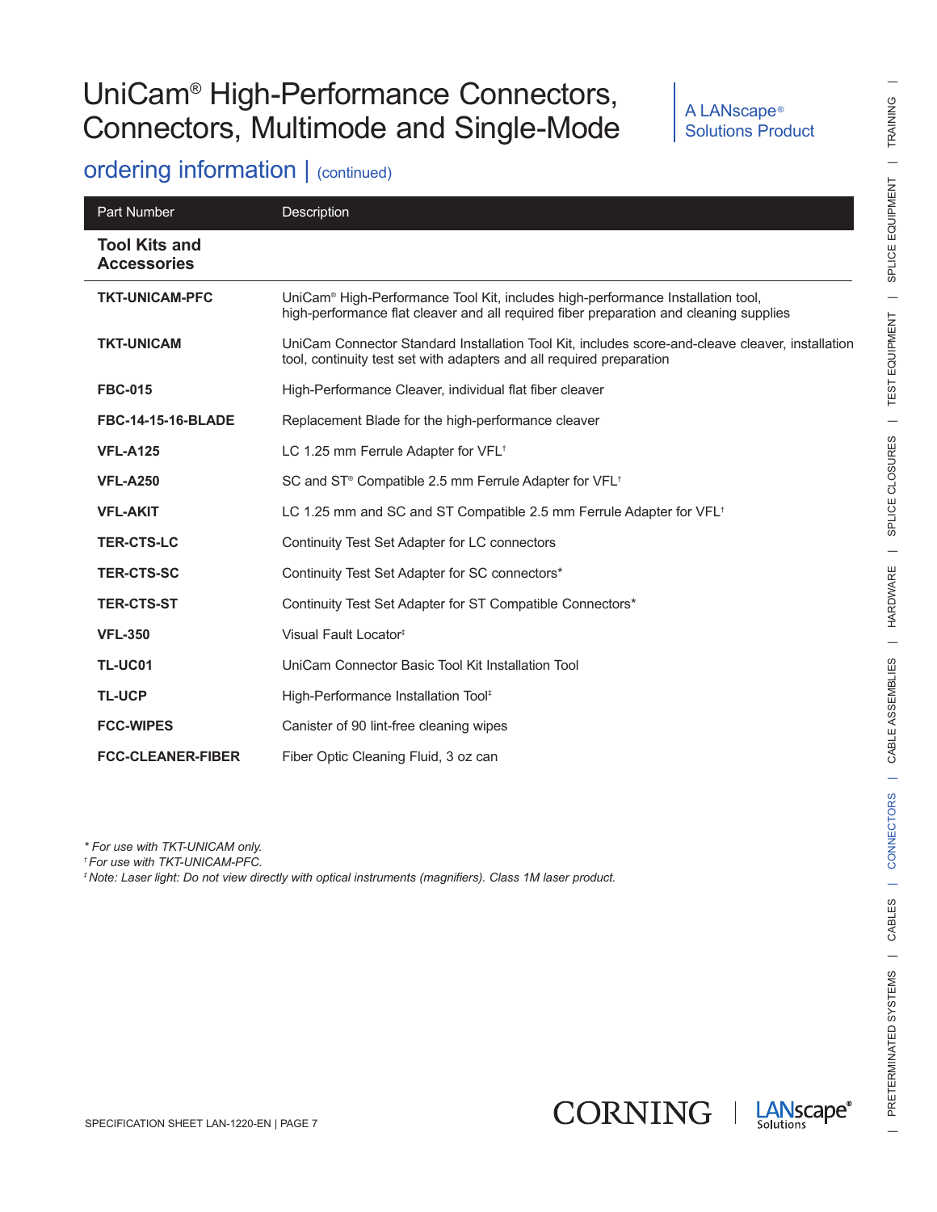# UniCam® High-Performance Connectors, Connectors, Multimode and Single-Mode

A LANscape® Solutions Product

## ordering information | (continued)

| Part Number | Description |
|---|---|
| **Tool Kits and Accessories** | |
| **TKT-UNICAM-PFC** | UniCam® High-Performance Tool Kit, includes high-performance Installation tool, high-performance flat cleaver and all required fiber preparation and cleaning supplies |
| **TKT-UNICAM** | UniCam Connector Standard Installation Tool Kit, includes score-and-cleave cleaver, installation tool, continuity test set with adapters and all required preparation |
| **FBC-015** | High-Performance Cleaver, individual flat fiber cleaver |
| **FBC-14-15-16-BLADE** | Replacement Blade for the high-performance cleaver |
| **VFL-A125** | LC 1.25 mm Ferrule Adapter for VFL† |
| **VFL-A250** | SC and ST® Compatible 2.5 mm Ferrule Adapter for VFL† |
| **VFL-AKIT** | LC 1.25 mm and SC and ST Compatible 2.5 mm Ferrule Adapter for VFL† |
| **TER-CTS-LC** | Continuity Test Set Adapter for LC connectors |
| **TER-CTS-SC** | Continuity Test Set Adapter for SC connectors* |
| **TER-CTS-ST** | Continuity Test Set Adapter for ST Compatible Connectors* |
| **VFL-350** | Visual Fault Locator‡ |
| **TL-UC01** | UniCam Connector Basic Tool Kit Installation Tool |
| **TL-UCP** | High-Performance Installation Tool‡ |
| **FCC-WIPES** | Canister of 90 lint-free cleaning wipes |
| **FCC-CLEANER-FIBER** | Fiber Optic Cleaning Fluid, 3 oz can |

*\* For use with TKT-UNICAM only.*
*† For use with TKT-UNICAM-PFC.*
*‡ Note: Laser light: Do not view directly with optical instruments (magnifiers). Class 1M laser product.*

SPECIFICATION SHEET LAN-1220-EN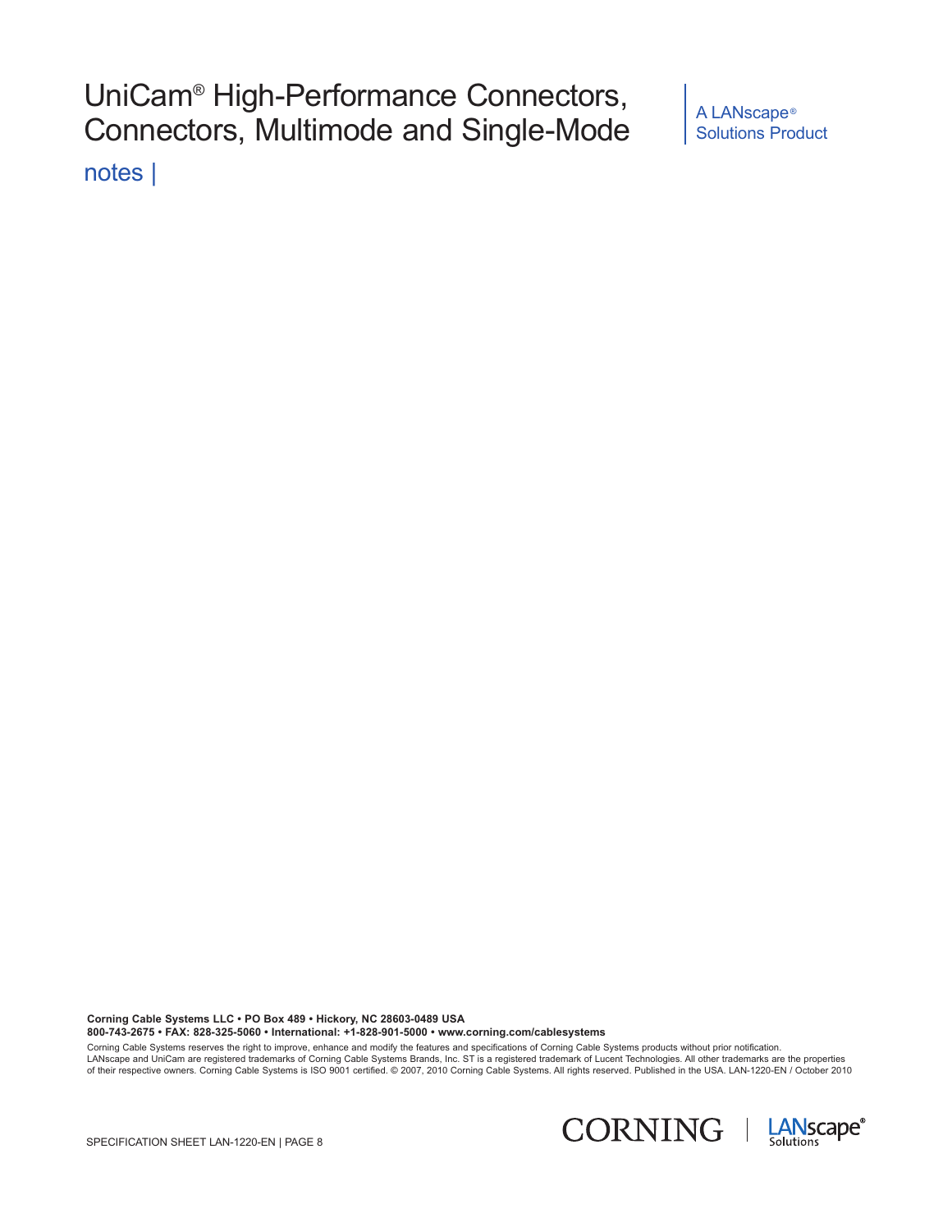# UniCam® High-Performance Connectors, Connectors, Multimode and Single-Mode

A LANscape® Solutions Product

## notes |

**Corning Cable Systems LLC • PO Box 489 • Hickory, NC 28603-0489 USA**
**800-743-2675 • FAX: 828-325-5060 • International: +1-828-901-5000 • www.corning.com/cablesystems**

Corning Cable Systems reserves the right to improve, enhance and modify the features and specifications of Corning Cable Systems products without prior notification. LANscape and UniCam are registered trademarks of Corning Cable Systems Brands, Inc. ST is a registered trademark of Lucent Technologies. All other trademarks are the properties of their respective owners. Corning Cable Systems is ISO 9001 certified. © 2007, 2010 Corning Cable Systems. All rights reserved. Published in the USA. LAN-1220-EN / October 2010

SPECIFICATION SHEET LAN-1220-EN | PAGE 8

CORNING | LANscape® Solutions